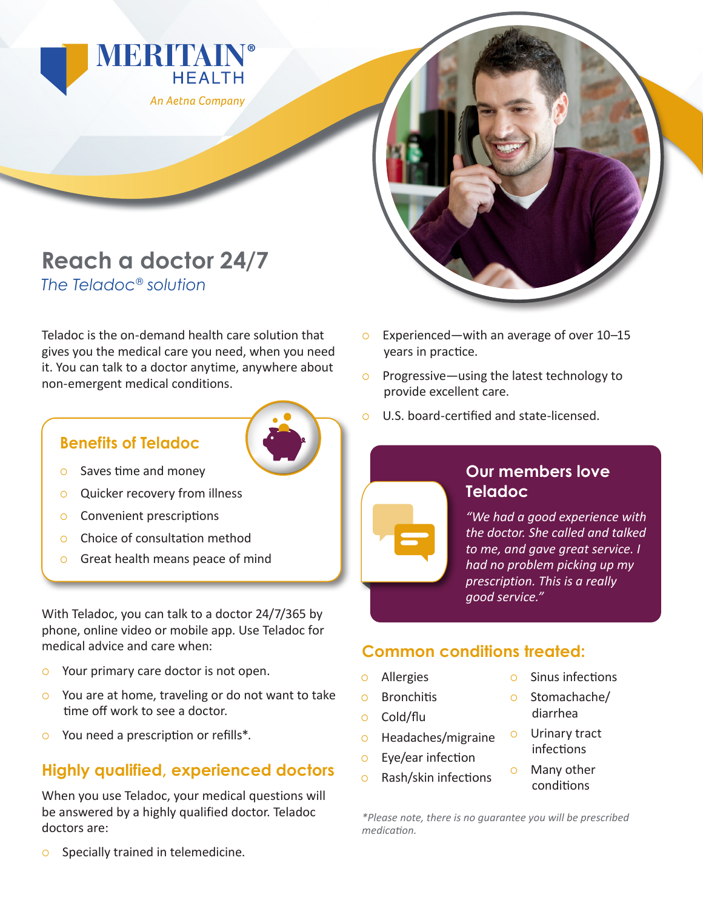MERITAIN® HEALTH
An Aetna Company

# Reach a doctor 24/7

*The Teladoc® solution*

Teladoc is the on-demand health care solution that gives you the medical care you need, when you need it. You can talk to a doctor anytime, anywhere about non-emergent medical conditions.

## Benefits of Teladoc

- Saves time and money
- Quicker recovery from illness
- Convenient prescriptions
- Choice of consultation method
- Great health means peace of mind

With Teladoc, you can talk to a doctor 24/7/365 by phone, online video or mobile app. Use Teladoc for medical advice and care when:

- Your primary care doctor is not open.
- You are at home, traveling or do not want to take time off work to see a doctor.
- You need a prescription or refills*.

## Highly qualified, experienced doctors

When you use Teladoc, your medical questions will be answered by a highly qualified doctor. Teladoc doctors are:

- Specially trained in telemedicine.
- Experienced—with an average of over 10–15 years in practice.
- Progressive—using the latest technology to provide excellent care.
- U.S. board-certified and state-licensed.

## Our members love Teladoc

*"We had a good experience with the doctor. She called and talked to me, and gave great service. I had no problem picking up my prescription. This is a really good service."*

## Common conditions treated:

- Allergies
- Bronchitis
- Cold/flu
- Headaches/migraine
- Eye/ear infection
- Rash/skin infections
- Sinus infections
- Stomachache/diarrhea
- Urinary tract infections
- Many other conditions

*\*Please note, there is no guarantee you will be prescribed medication.*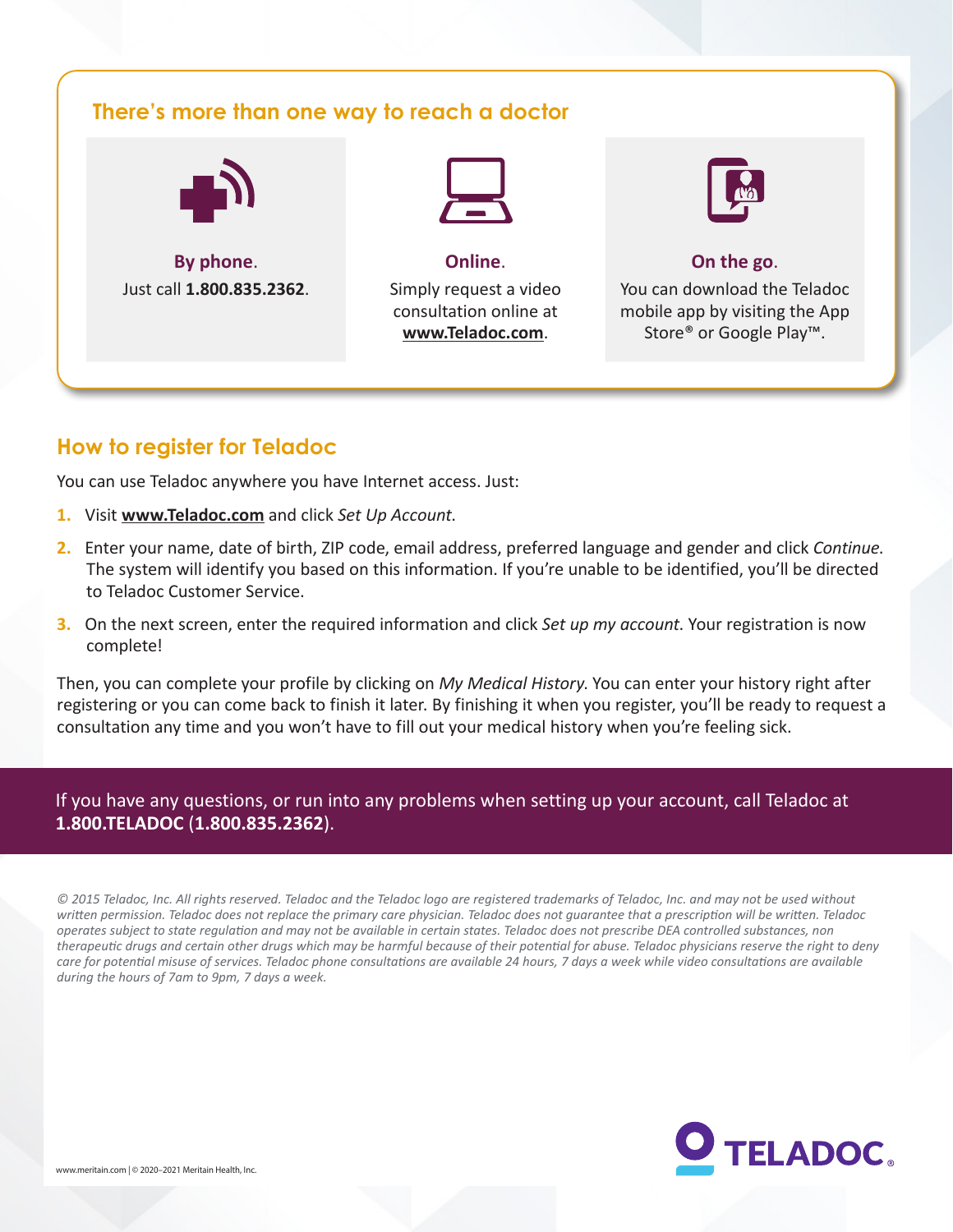## There's more than one way to reach a doctor

**By phone.**
Just call **1.800.835.2362**.

**Online.**
Simply request a video consultation online at **www.Teladoc.com**.

**On the go.**
You can download the Teladoc mobile app by visiting the App Store® or Google Play™.

## How to register for Teladoc

You can use Teladoc anywhere you have Internet access. Just:

1. Visit **www.Teladoc.com** and click *Set Up Account*.
2. Enter your name, date of birth, ZIP code, email address, preferred language and gender and click *Continue*. The system will identify you based on this information. If you're unable to be identified, you'll be directed to Teladoc Customer Service.
3. On the next screen, enter the required information and click *Set up my account*. Your registration is now complete!

Then, you can complete your profile by clicking on *My Medical History*. You can enter your history right after registering or you can come back to finish it later. By finishing it when you register, you'll be ready to request a consultation any time and you won't have to fill out your medical history when you're feeling sick.

If you have any questions, or run into any problems when setting up your account, call Teladoc at **1.800.TELADOC** (**1.800.835.2362**).

*© 2015 Teladoc, Inc. All rights reserved. Teladoc and the Teladoc logo are registered trademarks of Teladoc, Inc. and may not be used without written permission. Teladoc does not replace the primary care physician. Teladoc does not guarantee that a prescription will be written. Teladoc operates subject to state regulation and may not be available in certain states. Teladoc does not prescribe DEA controlled substances, non therapeutic drugs and certain other drugs which may be harmful because of their potential for abuse. Teladoc physicians reserve the right to deny care for potential misuse of services. Teladoc phone consultations are available 24 hours, 7 days a week while video consultations are available during the hours of 7am to 9pm, 7 days a week.*

TELADOC.

www.meritain.com | © 2020–2021 Meritain Health, Inc.